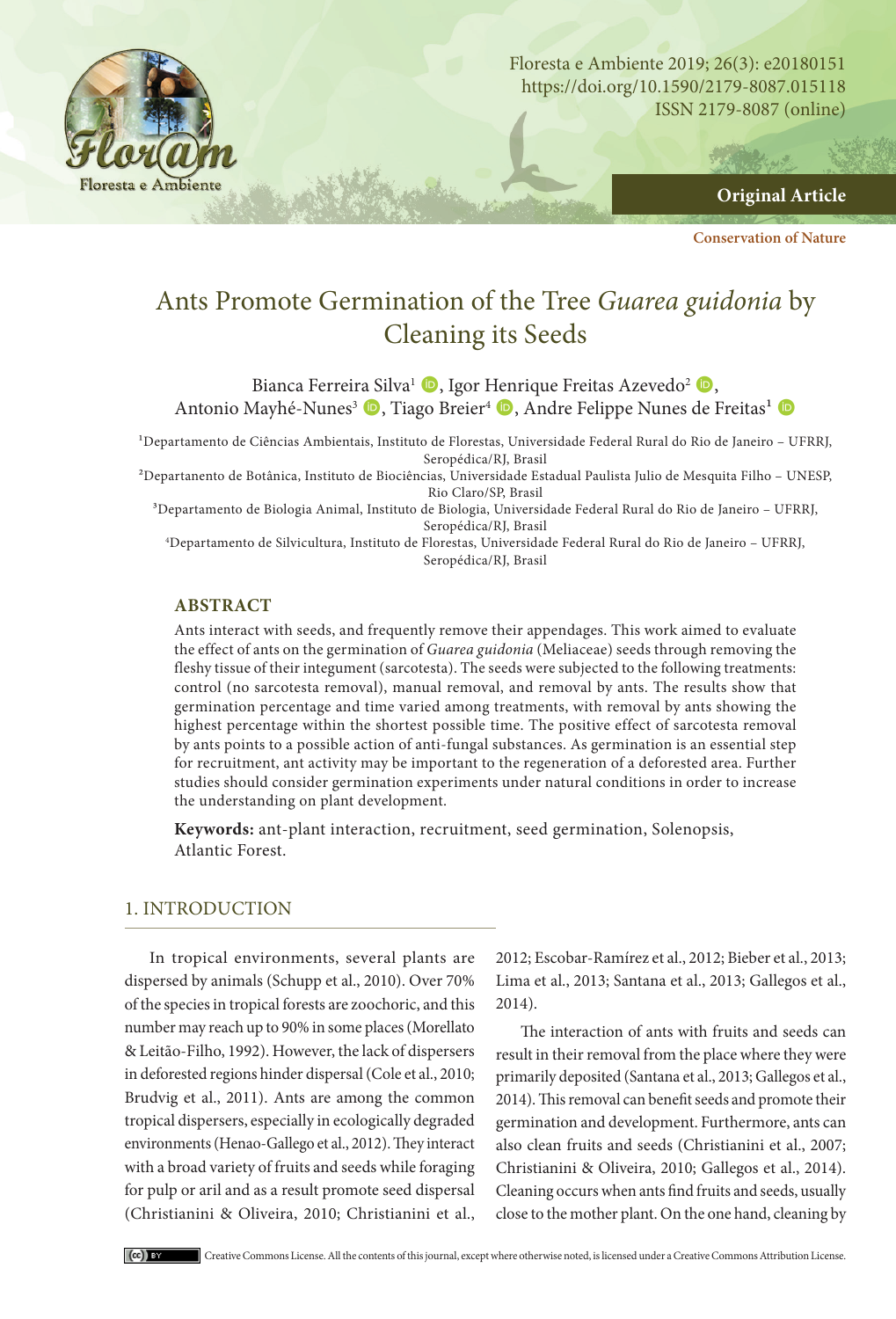Original Article

Conservation of Nature

# Ants Promote Germination of the Tree *Guarea guidonia* by Cleaning its Seeds

Bianca Ferreira Silva[1], Igor Henrique Freitas Azevedo[2], Antonio Mayhé-Nunes[3], Tiago Breier[4], Andre Felippe Nunes de Freitas[1]

[1]Departamento de Ciências Ambientais, Instituto de Florestas, Universidade Federal Rural do Rio de Janeiro – UFRRJ, Seropédica/RJ, Brasil

[2]Departanento de Botânica, Instituto de Biociências, Universidade Estadual Paulista Julio de Mesquita Filho – UNESP, Rio Claro/SP, Brasil

[3]Departamento de Biologia Animal, Instituto de Biologia, Universidade Federal Rural do Rio de Janeiro – UFRRJ, Seropédica/RJ, Brasil

[4]Departamento de Silvicultura, Instituto de Florestas, Universidade Federal Rural do Rio de Janeiro – UFRRJ, Seropédica/RJ, Brasil

## ABSTRACT

Ants interact with seeds, and frequently remove their appendages. This work aimed to evaluate the effect of ants on the germination of *Guarea guidonia* (Meliaceae) seeds through removing the fleshy tissue of their integument (sarcotesta). The seeds were subjected to the following treatments: control (no sarcotesta removal), manual removal, and removal by ants. The results show that germination percentage and time varied among treatments, with removal by ants showing the highest percentage within the shortest possible time. The positive effect of sarcotesta removal by ants points to a possible action of anti-fungal substances. As germination is an essential step for recruitment, ant activity may be important to the regeneration of a deforested area. Further studies should consider germination experiments under natural conditions in order to increase the understanding on plant development.

**Keywords:** ant-plant interaction, recruitment, seed germination, Solenopsis, Atlantic Forest.

## 1. INTRODUCTION

In tropical environments, several plants are dispersed by animals (Schupp et al., 2010). Over 70% of the species in tropical forests are zoochoric, and this number may reach up to 90% in some places (Morellato & Leitão-Filho, 1992). However, the lack of dispersers in deforested regions hinder dispersal (Cole et al., 2010; Brudvig et al., 2011). Ants are among the common tropical dispersers, especially in ecologically degraded environments (Henao-Gallego et al., 2012). They interact with a broad variety of fruits and seeds while foraging for pulp or aril and as a result promote seed dispersal (Christianini & Oliveira, 2010; Christianini et al., 2012; Escobar-Ramírez et al., 2012; Bieber et al., 2013; Lima et al., 2013; Santana et al., 2013; Gallegos et al., 2014).

The interaction of ants with fruits and seeds can result in their removal from the place where they were primarily deposited (Santana et al., 2013; Gallegos et al., 2014). This removal can benefit seeds and promote their germination and development. Furthermore, ants can also clean fruits and seeds (Christianini et al., 2007; Christianini & Oliveira, 2010; Gallegos et al., 2014). Cleaning occurs when ants find fruits and seeds, usually close to the mother plant. On the one hand, cleaning by

Creative Commons License. All the contents of this journal, except where otherwise noted, is licensed under a Creative Commons Attribution License.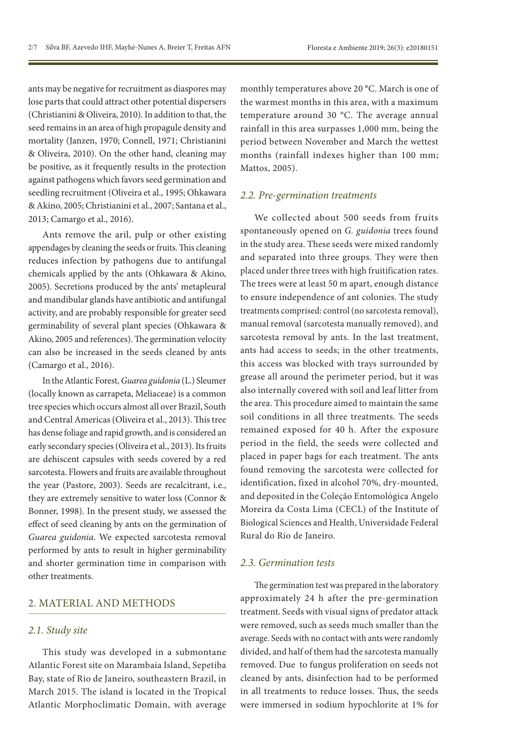ants may be negative for recruitment as diaspores may lose parts that could attract other potential dispersers (Christianini & Oliveira, 2010). In addition to that, the seed remains in an area of high propagule density and mortality (Janzen, 1970; Connell, 1971; Christianini & Oliveira, 2010). On the other hand, cleaning may be positive, as it frequently results in the protection against pathogens which favors seed germination and seedling recruitment (Oliveira et al., 1995; Ohkawara & Akino, 2005; Christianini et al., 2007; Santana et al., 2013; Camargo et al., 2016).

Ants remove the aril, pulp or other existing appendages by cleaning the seeds or fruits. This cleaning reduces infection by pathogens due to antifungal chemicals applied by the ants (Ohkawara & Akino, 2005). Secretions produced by the ants' metapleural and mandibular glands have antibiotic and antifungal activity, and are probably responsible for greater seed germinability of several plant species (Ohkawara & Akino, 2005 and references). The germination velocity can also be increased in the seeds cleaned by ants (Camargo et al., 2016).

In the Atlantic Forest, *Guarea guidonia* (L.) Sleumer (locally known as carrapeta, Meliaceae) is a common tree species which occurs almost all over Brazil, South and Central Americas (Oliveira et al., 2013). This tree has dense foliage and rapid growth, and is considered an early secondary species (Oliveira et al., 2013). Its fruits are dehiscent capsules with seeds covered by a red sarcotesta. Flowers and fruits are available throughout the year (Pastore, 2003). Seeds are recalcitrant, i.e., they are extremely sensitive to water loss (Connor & Bonner, 1998). In the present study, we assessed the effect of seed cleaning by ants on the germination of *Guarea guidonia*. We expected sarcotesta removal performed by ants to result in higher germinability and shorter germination time in comparison with other treatments.

## 2. MATERIAL AND METHODS

### *2.1. Study site*

This study was developed in a submontane Atlantic Forest site on Marambaia Island, Sepetiba Bay, state of Rio de Janeiro, southeastern Brazil, in March 2015. The island is located in the Tropical Atlantic Morphoclimatic Domain, with average monthly temperatures above 20 °C. March is one of the warmest months in this area, with a maximum temperature around 30 °C. The average annual rainfall in this area surpasses 1,000 mm, being the period between November and March the wettest months (rainfall indexes higher than 100 mm; Mattos, 2005).

### *2.2. Pre-germination treatments*

We collected about 500 seeds from fruits spontaneously opened on *G. guidonia* trees found in the study area. These seeds were mixed randomly and separated into three groups. They were then placed under three trees with high fruitification rates. The trees were at least 50 m apart, enough distance to ensure independence of ant colonies. The study treatments comprised: control (no sarcotesta removal), manual removal (sarcotesta manually removed), and sarcotesta removal by ants. In the last treatment, ants had access to seeds; in the other treatments, this access was blocked with trays surrounded by grease all around the perimeter period, but it was also internally covered with soil and leaf litter from the area. This procedure aimed to maintain the same soil conditions in all three treatments. The seeds remained exposed for 40 h. After the exposure period in the field, the seeds were collected and placed in paper bags for each treatment. The ants found removing the sarcotesta were collected for identification, fixed in alcohol 70%, dry-mounted, and deposited in the Coleção Entomológica Angelo Moreira da Costa Lima (CECL) of the Institute of Biological Sciences and Health, Universidade Federal Rural do Rio de Janeiro.

### *2.3. Germination tests*

The germination test was prepared in the laboratory approximately 24 h after the pre-germination treatment. Seeds with visual signs of predator attack were removed, such as seeds much smaller than the average. Seeds with no contact with ants were randomly divided, and half of them had the sarcotesta manually removed. Due to fungus proliferation on seeds not cleaned by ants, disinfection had to be performed in all treatments to reduce losses. Thus, the seeds were immersed in sodium hypochlorite at 1% for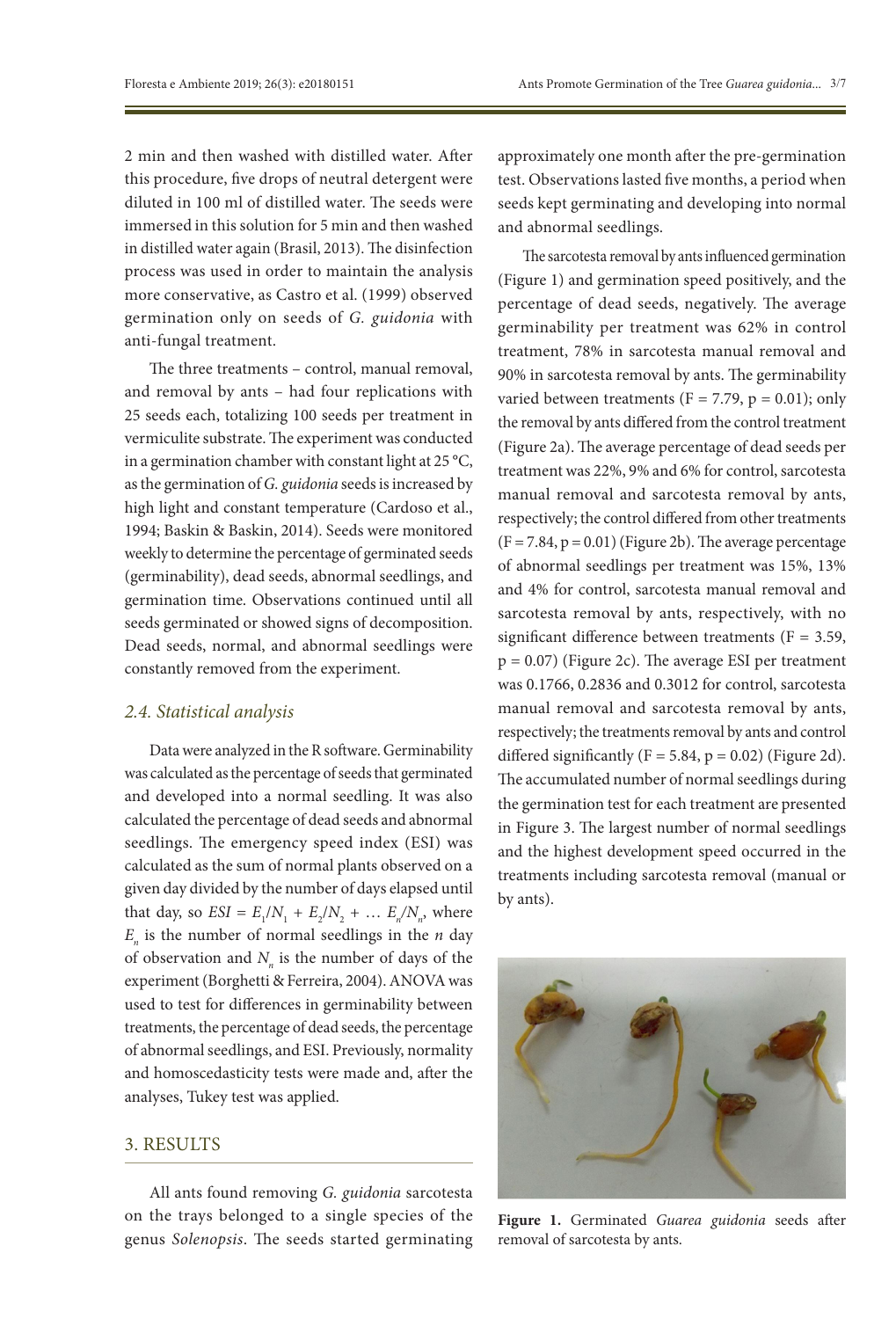2 min and then washed with distilled water. After this procedure, five drops of neutral detergent were diluted in 100 ml of distilled water. The seeds were immersed in this solution for 5 min and then washed in distilled water again (Brasil, 2013). The disinfection process was used in order to maintain the analysis more conservative, as Castro et al. (1999) observed germination only on seeds of *G. guidonia* with anti-fungal treatment.

The three treatments – control, manual removal, and removal by ants – had four replications with 25 seeds each, totalizing 100 seeds per treatment in vermiculite substrate. The experiment was conducted in a germination chamber with constant light at 25 °C, as the germination of *G. guidonia* seeds is increased by high light and constant temperature (Cardoso et al., 1994; Baskin & Baskin, 2014). Seeds were monitored weekly to determine the percentage of germinated seeds (germinability), dead seeds, abnormal seedlings, and germination time. Observations continued until all seeds germinated or showed signs of decomposition. Dead seeds, normal, and abnormal seedlings were constantly removed from the experiment.

### *2.4. Statistical analysis*

Data were analyzed in the R software. Germinability was calculated as the percentage of seeds that germinated and developed into a normal seedling. It was also calculated the percentage of dead seeds and abnormal seedlings. The emergency speed index (ESI) was calculated as the sum of normal plants observed on a given day divided by the number of days elapsed until that day, so $ESI = E_1/N_1 + E_2/N_2 + \ldots E_n/N_n$, where $E_n$ is the number of normal seedlings in the *n* day of observation and $N_n$ is the number of days of the experiment (Borghetti & Ferreira, 2004). ANOVA was used to test for differences in germinability between treatments, the percentage of dead seeds, the percentage of abnormal seedlings, and ESI. Previously, normality and homoscedasticity tests were made and, after the analyses, Tukey test was applied.

## 3. RESULTS

All ants found removing *G. guidonia* sarcotesta on the trays belonged to a single species of the genus *Solenopsis*. The seeds started germinating approximately one month after the pre-germination test. Observations lasted five months, a period when seeds kept germinating and developing into normal and abnormal seedlings.

The sarcotesta removal by ants influenced germination (Figure 1) and germination speed positively, and the percentage of dead seeds, negatively. The average germinability per treatment was 62% in control treatment, 78% in sarcotesta manual removal and 90% in sarcotesta removal by ants. The germinability varied between treatments ($F = 7.79$, $p = 0.01$); only the removal by ants differed from the control treatment (Figure 2a). The average percentage of dead seeds per treatment was 22%, 9% and 6% for control, sarcotesta manual removal and sarcotesta removal by ants, respectively; the control differed from other treatments ($F = 7.84$, $p = 0.01$) (Figure 2b). The average percentage of abnormal seedlings per treatment was 15%, 13% and 4% for control, sarcotesta manual removal and sarcotesta removal by ants, respectively, with no significant difference between treatments ($F = 3.59$, $p = 0.07$) (Figure 2c). The average ESI per treatment was 0.1766, 0.2836 and 0.3012 for control, sarcotesta manual removal and sarcotesta removal by ants, respectively; the treatments removal by ants and control differed significantly ($F = 5.84$, $p = 0.02$) (Figure 2d). The accumulated number of normal seedlings during the germination test for each treatment are presented in Figure 3. The largest number of normal seedlings and the highest development speed occurred in the treatments including sarcotesta removal (manual or by ants).

**Figure 1.** Germinated *Guarea guidonia* seeds after removal of sarcotesta by ants.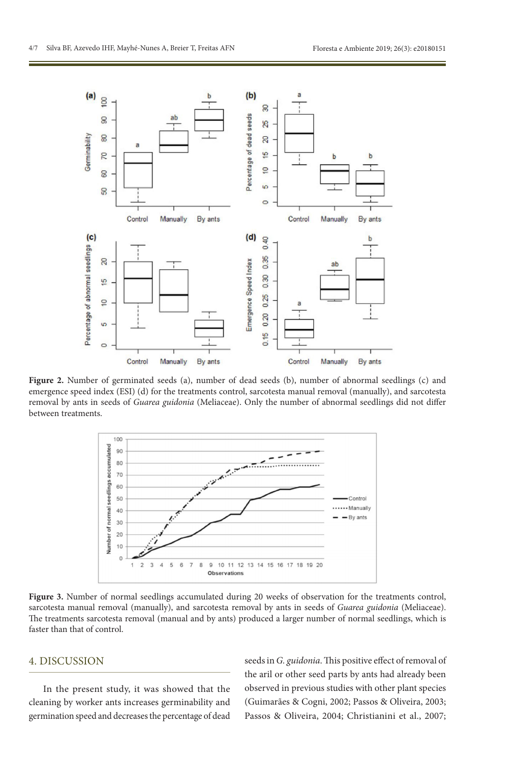**Figure 2.** Number of germinated seeds (a), number of dead seeds (b), number of abnormal seedlings (c) and emergence speed index (ESI) (d) for the treatments control, sarcotesta manual removal (manually), and sarcotesta removal by ants in seeds of *Guarea guidonia* (Meliaceae). Only the number of abnormal seedlings did not differ between treatments.

**Figure 3.** Number of normal seedlings accumulated during 20 weeks of observation for the treatments control, sarcotesta manual removal (manually), and sarcotesta removal by ants in seeds of *Guarea guidonia* (Meliaceae). The treatments sarcotesta removal (manual and by ants) produced a larger number of normal seedlings, which is faster than that of control.

## 4. DISCUSSION

In the present study, it was showed that the cleaning by worker ants increases germinability and germination speed and decreases the percentage of dead seeds in *G. guidonia*. This positive effect of removal of the aril or other seed parts by ants had already been observed in previous studies with other plant species (Guimarães & Cogni, 2002; Passos & Oliveira, 2003; Passos & Oliveira, 2004; Christianini et al., 2007;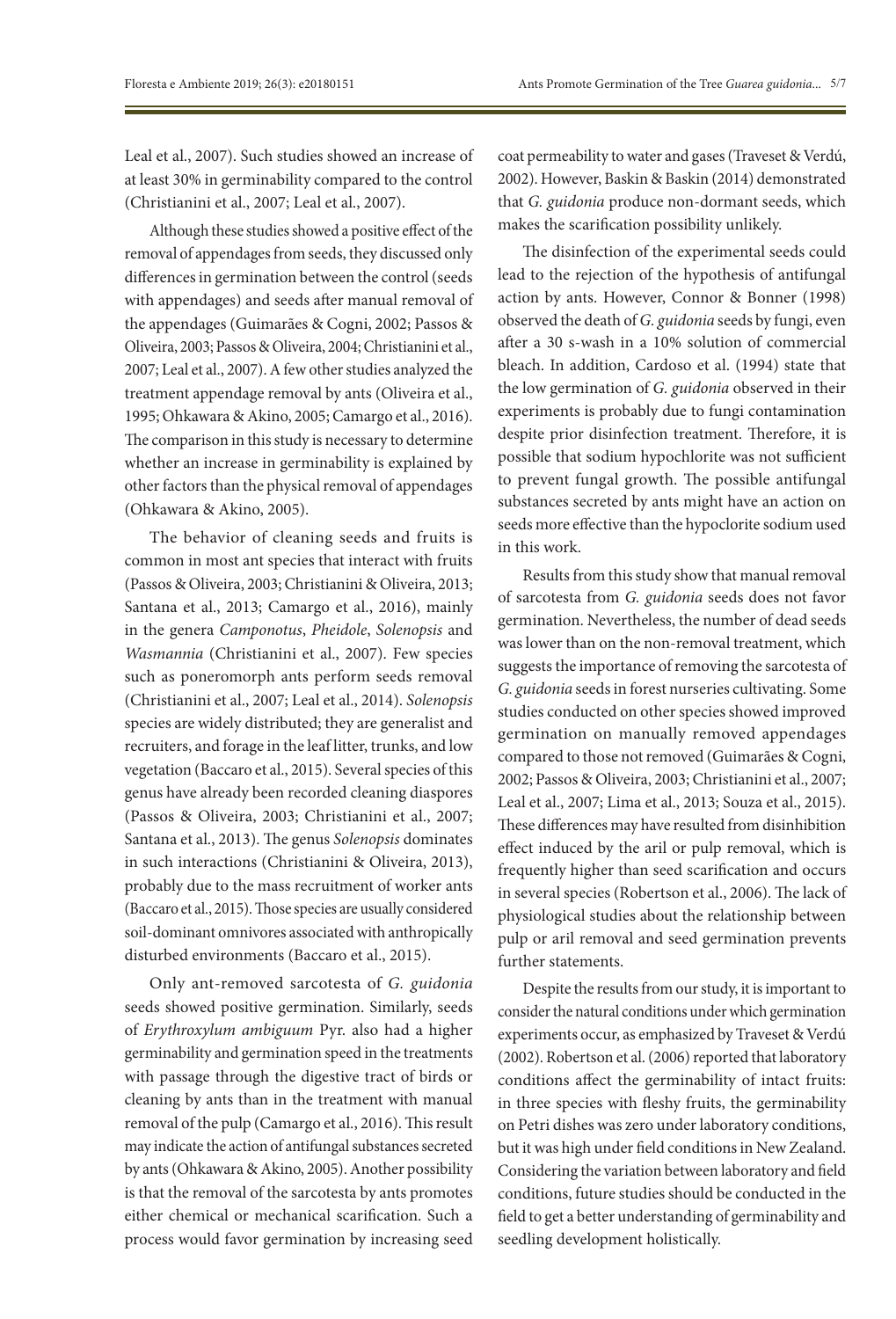Leal et al., 2007). Such studies showed an increase of at least 30% in germinability compared to the control (Christianini et al., 2007; Leal et al., 2007).

Although these studies showed a positive effect of the removal of appendages from seeds, they discussed only differences in germination between the control (seeds with appendages) and seeds after manual removal of the appendages (Guimarães & Cogni, 2002; Passos & Oliveira, 2003; Passos & Oliveira, 2004; Christianini et al., 2007; Leal et al., 2007). A few other studies analyzed the treatment appendage removal by ants (Oliveira et al., 1995; Ohkawara & Akino, 2005; Camargo et al., 2016). The comparison in this study is necessary to determine whether an increase in germinability is explained by other factors than the physical removal of appendages (Ohkawara & Akino, 2005).

The behavior of cleaning seeds and fruits is common in most ant species that interact with fruits (Passos & Oliveira, 2003; Christianini & Oliveira, 2013; Santana et al., 2013; Camargo et al., 2016), mainly in the genera *Camponotus*, *Pheidole*, *Solenopsis* and *Wasmannia* (Christianini et al., 2007). Few species such as poneromorph ants perform seeds removal (Christianini et al., 2007; Leal et al., 2014). *Solenopsis* species are widely distributed; they are generalist and recruiters, and forage in the leaf litter, trunks, and low vegetation (Baccaro et al., 2015). Several species of this genus have already been recorded cleaning diaspores (Passos & Oliveira, 2003; Christianini et al., 2007; Santana et al., 2013). The genus *Solenopsis* dominates in such interactions (Christianini & Oliveira, 2013), probably due to the mass recruitment of worker ants (Baccaro et al., 2015). Those species are usually considered soil-dominant omnivores associated with anthropically disturbed environments (Baccaro et al., 2015).

Only ant-removed sarcotesta of *G. guidonia* seeds showed positive germination. Similarly, seeds of *Erythroxylum ambiguum* Pyr. also had a higher germinability and germination speed in the treatments with passage through the digestive tract of birds or cleaning by ants than in the treatment with manual removal of the pulp (Camargo et al., 2016). This result may indicate the action of antifungal substances secreted by ants (Ohkawara & Akino, 2005). Another possibility is that the removal of the sarcotesta by ants promotes either chemical or mechanical scarification. Such a process would favor germination by increasing seed coat permeability to water and gases (Traveset & Verdú, 2002). However, Baskin & Baskin (2014) demonstrated that *G. guidonia* produce non-dormant seeds, which makes the scarification possibility unlikely.

The disinfection of the experimental seeds could lead to the rejection of the hypothesis of antifungal action by ants. However, Connor & Bonner (1998) observed the death of *G. guidonia* seeds by fungi, even after a 30 s-wash in a 10% solution of commercial bleach. In addition, Cardoso et al. (1994) state that the low germination of *G. guidonia* observed in their experiments is probably due to fungi contamination despite prior disinfection treatment. Therefore, it is possible that sodium hypochlorite was not sufficient to prevent fungal growth. The possible antifungal substances secreted by ants might have an action on seeds more effective than the hypoclorite sodium used in this work.

Results from this study show that manual removal of sarcotesta from *G. guidonia* seeds does not favor germination. Nevertheless, the number of dead seeds was lower than on the non-removal treatment, which suggests the importance of removing the sarcotesta of *G. guidonia* seeds in forest nurseries cultivating. Some studies conducted on other species showed improved germination on manually removed appendages compared to those not removed (Guimarães & Cogni, 2002; Passos & Oliveira, 2003; Christianini et al., 2007; Leal et al., 2007; Lima et al., 2013; Souza et al., 2015). These differences may have resulted from disinhibition effect induced by the aril or pulp removal, which is frequently higher than seed scarification and occurs in several species (Robertson et al., 2006). The lack of physiological studies about the relationship between pulp or aril removal and seed germination prevents further statements.

Despite the results from our study, it is important to consider the natural conditions under which germination experiments occur, as emphasized by Traveset & Verdú (2002). Robertson et al. (2006) reported that laboratory conditions affect the germinability of intact fruits: in three species with fleshy fruits, the germinability on Petri dishes was zero under laboratory conditions, but it was high under field conditions in New Zealand. Considering the variation between laboratory and field conditions, future studies should be conducted in the field to get a better understanding of germinability and seedling development holistically.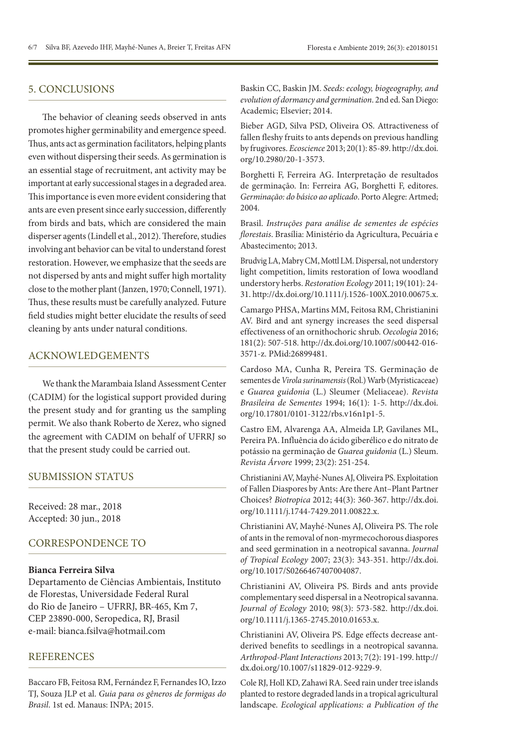## 5. CONCLUSIONS

The behavior of cleaning seeds observed in ants promotes higher germinability and emergence speed. Thus, ants act as germination facilitators, helping plants even without dispersing their seeds. As germination is an essential stage of recruitment, ant activity may be important at early successional stages in a degraded area. This importance is even more evident considering that ants are even present since early succession, differently from birds and bats, which are considered the main disperser agents (Lindell et al., 2012). Therefore, studies involving ant behavior can be vital to understand forest restoration. However, we emphasize that the seeds are not dispersed by ants and might suffer high mortality close to the mother plant (Janzen, 1970; Connell, 1971). Thus, these results must be carefully analyzed. Future field studies might better elucidate the results of seed cleaning by ants under natural conditions.

## ACKNOWLEDGEMENTS

We thank the Marambaia Island Assessment Center (CADIM) for the logistical support provided during the present study and for granting us the sampling permit. We also thank Roberto de Xerez, who signed the agreement with CADIM on behalf of UFRRJ so that the present study could be carried out.

## SUBMISSION STATUS

Received: 28 mar., 2018
Accepted: 30 jun., 2018

## CORRESPONDENCE TO

**Bianca Ferreira Silva**
Departamento de Ciências Ambientais, Instituto de Florestas, Universidade Federal Rural do Rio de Janeiro – UFRRJ, BR-465, Km 7, CEP 23890-000, Seropedica, RJ, Brasil
e-mail: bianca.fsilva@hotmail.com

## REFERENCES

Baccaro FB, Feitosa RM, Fernández F, Fernandes IO, Izzo TJ, Souza JLP et al. *Guia para os gêneros de formigas do Brasil*. 1st ed. Manaus: INPA; 2015.

Baskin CC, Baskin JM. *Seeds: ecology, biogeography, and evolution of dormancy and germination*. 2nd ed. San Diego: Academic; Elsevier; 2014.

Bieber AGD, Silva PSD, Oliveira OS. Attractiveness of fallen fleshy fruits to ants depends on previous handling by frugivores. *Ecoscience* 2013; 20(1): 85-89. http://dx.doi.org/10.2980/20-1-3573.

Borghetti F, Ferreira AG. Interpretação de resultados de germinação. In: Ferreira AG, Borghetti F, editores. *Germinação: do básico ao aplicado*. Porto Alegre: Artmed; 2004.

Brasil. *Instruções para análise de sementes de espécies florestais*. Brasília: Ministério da Agricultura, Pecuária e Abastecimento; 2013.

Brudvig LA, Mabry CM, Mottl LM. Dispersal, not understory light competition, limits restoration of Iowa woodland understory herbs. *Restoration Ecology* 2011; 19(101): 24-31. http://dx.doi.org/10.1111/j.1526-100X.2010.00675.x.

Camargo PHSA, Martins MM, Feitosa RM, Christianini AV. Bird and ant synergy increases the seed dispersal effectiveness of an ornithochoric shrub. *Oecologia* 2016; 181(2): 507-518. http://dx.doi.org/10.1007/s00442-016-3571-z. PMid:26899481.

Cardoso MA, Cunha R, Pereira TS. Germinação de sementes de *Virola surinamensis* (Rol.) Warb (Myristicaceae) e *Guarea guidonia* (L.) Sleumer (Meliaceae). *Revista Brasileira de Sementes* 1994; 16(1): 1-5. http://dx.doi.org/10.17801/0101-3122/rbs.v16n1p1-5.

Castro EM, Alvarenga AA, Almeida LP, Gavilanes ML, Pereira PA. Influência do ácido giberélico e do nitrato de potássio na germinação de *Guarea guidonia* (L.) Sleum. *Revista Árvore* 1999; 23(2): 251-254.

Christianini AV, Mayhé-Nunes AJ, Oliveira PS. Exploitation of Fallen Diaspores by Ants: Are there Ant–Plant Partner Choices? *Biotropica* 2012; 44(3): 360-367. http://dx.doi.org/10.1111/j.1744-7429.2011.00822.x.

Christianini AV, Mayhé-Nunes AJ, Oliveira PS. The role of ants in the removal of non-myrmecochorous diaspores and seed germination in a neotropical savanna. *Journal of Tropical Ecology* 2007; 23(3): 343-351. http://dx.doi.org/10.1017/S0266467407004087.

Christianini AV, Oliveira PS. Birds and ants provide complementary seed dispersal in a Neotropical savanna. *Journal of Ecology* 2010; 98(3): 573-582. http://dx.doi.org/10.1111/j.1365-2745.2010.01653.x.

Christianini AV, Oliveira PS. Edge effects decrease ant-derived benefits to seedlings in a neotropical savanna. *Arthropod-Plant Interactions* 2013; 7(2): 191-199. http://dx.doi.org/10.1007/s11829-012-9229-9.

Cole RJ, Holl KD, Zahawi RA. Seed rain under tree islands planted to restore degraded lands in a tropical agricultural landscape. *Ecological applications: a Publication of the*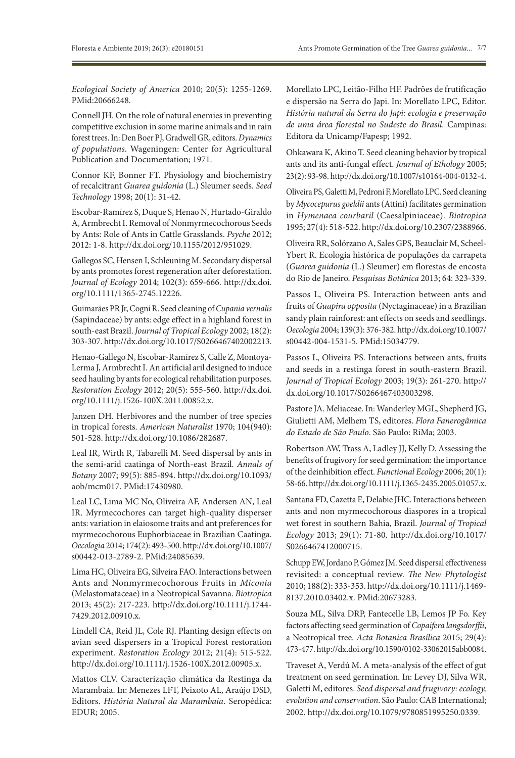*Ecological Society of America* 2010; 20(5): 1255-1269. PMid:20666248.

Connell JH. On the role of natural enemies in preventing competitive exclusion in some marine animals and in rain forest trees. In: Den Boer PJ, Gradwell GR, editors. *Dynamics of populations*. Wageningen: Center for Agricultural Publication and Documentation; 1971.

Connor KF, Bonner FT. Physiology and biochemistry of recalcitrant *Guarea guidonia* (L.) Sleumer seeds. *Seed Technology* 1998; 20(1): 31-42.

Escobar-Ramírez S, Duque S, Henao N, Hurtado-Giraldo A, Armbrecht I. Removal of Nonmyrmecochorous Seeds by Ants: Role of Ants in Cattle Grasslands. *Psyche* 2012; 2012: 1-8. http://dx.doi.org/10.1155/2012/951029.

Gallegos SC, Hensen I, Schleuning M. Secondary dispersal by ants promotes forest regeneration after deforestation. *Journal of Ecology* 2014; 102(3): 659-666. http://dx.doi.org/10.1111/1365-2745.12226.

Guimarães PR Jr, Cogni R. Seed cleaning of *Cupania vernalis* (Sapindaceae) by ants: edge effect in a highland forest in south-east Brazil. *Journal of Tropical Ecology* 2002; 18(2): 303-307. http://dx.doi.org/10.1017/S0266467402002213.

Henao-Gallego N, Escobar-Ramírez S, Calle Z, Montoya-Lerma J, Armbrecht I. An artificial aril designed to induce seed hauling by ants for ecological rehabilitation purposes. *Restoration Ecology* 2012; 20(5): 555-560. http://dx.doi.org/10.1111/j.1526-100X.2011.00852.x.

Janzen DH. Herbivores and the number of tree species in tropical forests. *American Naturalist* 1970; 104(940): 501-528. http://dx.doi.org/10.1086/282687.

Leal IR, Wirth R, Tabarelli M. Seed dispersal by ants in the semi-arid caatinga of North-east Brazil. *Annals of Botany* 2007; 99(5): 885-894. http://dx.doi.org/10.1093/aob/mcm017. PMid:17430980.

Leal LC, Lima MC No, Oliveira AF, Andersen AN, Leal IR. Myrmecochores can target high-quality disperser ants: variation in elaiosome traits and ant preferences for myrmecochorous Euphorbiaceae in Brazilian Caatinga. *Oecologia* 2014; 174(2): 493-500. http://dx.doi.org/10.1007/s00442-013-2789-2. PMid:24085639.

Lima HC, Oliveira EG, Silveira FAO. Interactions between Ants and Nonmyrmecochorous Fruits in *Miconia* (Melastomataceae) in a Neotropical Savanna. *Biotropica* 2013; 45(2): 217-223. http://dx.doi.org/10.1111/j.1744-7429.2012.00910.x.

Lindell CA, Reid JL, Cole RJ. Planting design effects on avian seed dispersers in a Tropical Forest restoration experiment. *Restoration Ecology* 2012; 21(4): 515-522. http://dx.doi.org/10.1111/j.1526-100X.2012.00905.x.

Mattos CLV. Caracterização climática da Restinga da Marambaia. In: Menezes LFT, Peixoto AL, Araújo DSD, Editors. *História Natural da Marambaia*. Seropédica: EDUR; 2005.

Morellato LPC, Leitão-Filho HF. Padrões de frutificação e dispersão na Serra do Japi. In: Morellato LPC, Editor. *História natural da Serra do Japi: ecologia e preservação de uma área florestal no Sudeste do Brasil*. Campinas: Editora da Unicamp/Fapesp; 1992.

Ohkawara K, Akino T. Seed cleaning behavior by tropical ants and its anti-fungal effect. *Journal of Ethology* 2005; 23(2): 93-98. http://dx.doi.org/10.1007/s10164-004-0132-4.

Oliveira PS, Galetti M, Pedroni F, Morellato LPC. Seed cleaning by *Mycocepurus goeldii* ants (Attini) facilitates germination in *Hymenaea courbaril* (Caesalpiniaceae). *Biotropica* 1995; 27(4): 518-522. http://dx.doi.org/10.2307/2388966.

Oliveira RR, Solórzano A, Sales GPS, Beauclair M, Scheel-Ybert R. Ecologia histórica de populações da carrapeta (*Guarea guidonia* (L.) Sleumer) em florestas de encosta do Rio de Janeiro. *Pesquisas Botânica* 2013; 64: 323-339.

Passos L, Oliveira PS. Interaction between ants and fruits of *Guapira opposita* (Nyctaginaceae) in a Brazilian sandy plain rainforest: ant effects on seeds and seedlings. *Oecologia* 2004; 139(3): 376-382. http://dx.doi.org/10.1007/s00442-004-1531-5. PMid:15034779.

Passos L, Oliveira PS. Interactions between ants, fruits and seeds in a restinga forest in south-eastern Brazil. *Journal of Tropical Ecology* 2003; 19(3): 261-270. http://dx.doi.org/10.1017/S0266467403003298.

Pastore JA. Meliaceae. In: Wanderley MGL, Shepherd JG, Giulietti AM, Melhem TS, editores. *Flora Fanerogâmica do Estado de São Paulo*. São Paulo: RiMa; 2003.

Robertson AW, Trass A, Ladley JJ, Kelly D. Assessing the benefits of frugivory for seed germination: the importance of the deinhibition effect. *Functional Ecology* 2006; 20(1): 58-66. http://dx.doi.org/10.1111/j.1365-2435.2005.01057.x.

Santana FD, Cazetta E, Delabie JHC. Interactions between ants and non myrmecochorous diaspores in a tropical wet forest in southern Bahia, Brazil. *Journal of Tropical Ecology* 2013; 29(1): 71-80. http://dx.doi.org/10.1017/S0266467412000715.

Schupp EW, Jordano P, Gómez JM. Seed dispersal effectiveness revisited: a conceptual review. *The New Phytologist* 2010; 188(2): 333-353. http://dx.doi.org/10.1111/j.1469-8137.2010.03402.x. PMid:20673283.

Souza ML, Silva DRP, Fantecelle LB, Lemos JP Fo. Key factors affecting seed germination of *Copaifera langsdorffii*, a Neotropical tree. *Acta Botanica Brasílica* 2015; 29(4): 473-477. http://dx.doi.org/10.1590/0102-33062015abb0084.

Traveset A, Verdú M. A meta-analysis of the effect of gut treatment on seed germination. In: Levey DJ, Silva WR, Galetti M, editores. *Seed dispersal and frugivory: ecology, evolution and conservation*. São Paulo: CAB International; 2002. http://dx.doi.org/10.1079/9780851995250.0339.